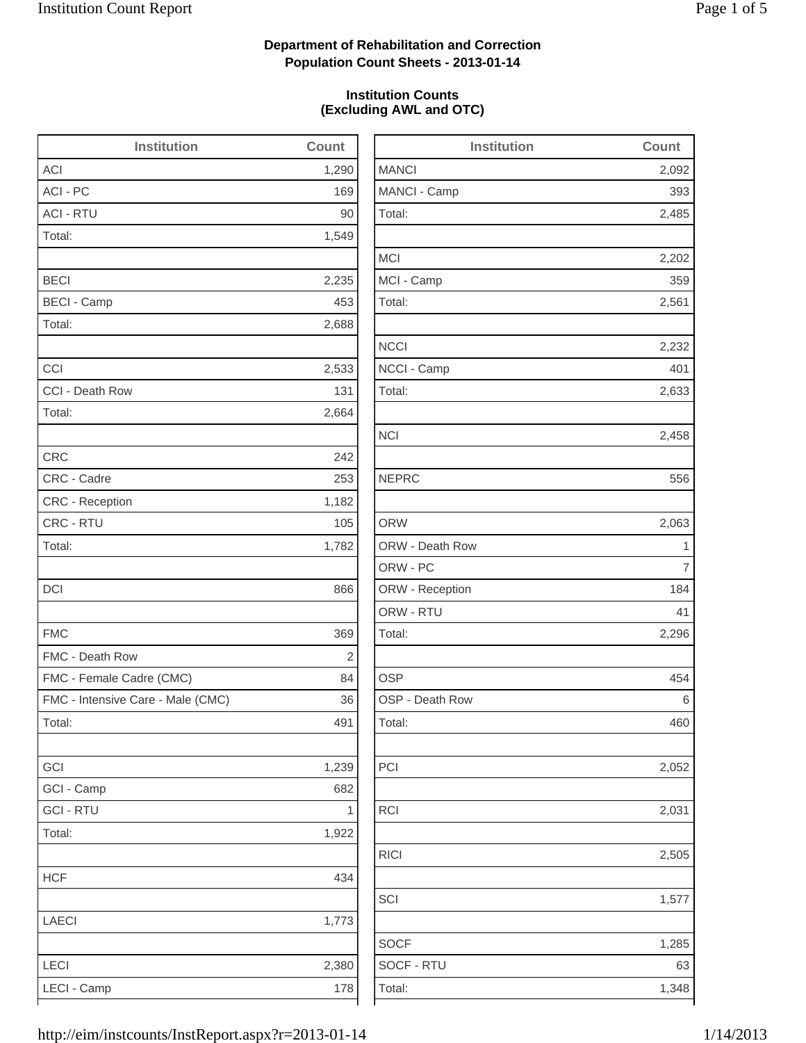**Department of Rehabilitation and Correction**
**Population Count Sheets - 2013-01-14**

**Institution Counts**
**(Excluding AWL and OTC)**

| Institution | Count |
|---|---|
| ACI | 1,290 |
| ACI - PC | 169 |
| ACI - RTU | 90 |
| Total: | 1,549 |
| | |
| BECI | 2,235 |
| BECI - Camp | 453 |
| Total: | 2,688 |
| | |
| CCI | 2,533 |
| CCI - Death Row | 131 |
| Total: | 2,664 |
| | |
| CRC | 242 |
| CRC - Cadre | 253 |
| CRC - Reception | 1,182 |
| CRC - RTU | 105 |
| Total: | 1,782 |
| | |
| DCI | 866 |
| | |
| FMC | 369 |
| FMC - Death Row | 2 |
| FMC - Female Cadre (CMC) | 84 |
| FMC - Intensive Care - Male (CMC) | 36 |
| Total: | 491 |
| | |
| GCI | 1,239 |
| GCI - Camp | 682 |
| GCI - RTU | 1 |
| Total: | 1,922 |
| | |
| HCF | 434 |
| | |
| LAECI | 1,773 |
| | |
| LECI | 2,380 |
| LECI - Camp | 178 |

| Institution | Count |
|---|---|
| MANCI | 2,092 |
| MANCI - Camp | 393 |
| Total: | 2,485 |
| | |
| MCI | 2,202 |
| MCI - Camp | 359 |
| Total: | 2,561 |
| | |
| NCCI | 2,232 |
| NCCI - Camp | 401 |
| Total: | 2,633 |
| | |
| NCI | 2,458 |
| | |
| NEPRC | 556 |
| | |
| ORW | 2,063 |
| ORW - Death Row | 1 |
| ORW - PC | 7 |
| ORW - Reception | 184 |
| ORW - RTU | 41 |
| Total: | 2,296 |
| | |
| OSP | 454 |
| OSP - Death Row | 6 |
| Total: | 460 |
| | |
| PCI | 2,052 |
| | |
| RCI | 2,031 |
| | |
| RICI | 2,505 |
| | |
| SCI | 1,577 |
| | |
| SOCF | 1,285 |
| SOCF - RTU | 63 |
| Total: | 1,348 |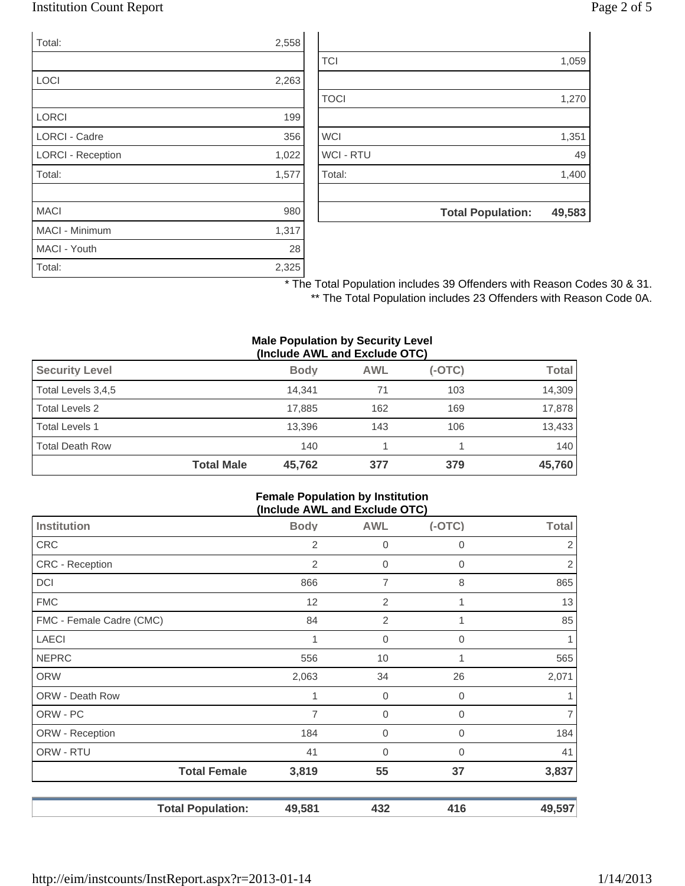| | |
|---|---|
| Total: | 2,558 |
| | |
| LOCI | 2,263 |
| | |
| LORCI | 199 |
| LORCI - Cadre | 356 |
| LORCI - Reception | 1,022 |
| Total: | 1,577 |
| | |
| MACI | 980 |
| MACI - Minimum | 1,317 |
| MACI - Youth | 28 |
| Total: | 2,325 |

| | |
|---|---|
| | |
| TCI | 1,059 |
| | |
| TOCI | 1,270 |
| | |
| WCI | 1,351 |
| WCI - RTU | 49 |
| Total: | 1,400 |
| | |
| **Total Population:** | **49,583** |

\* The Total Population includes 39 Offenders with Reason Codes 30 & 31.

\*\* The Total Population includes 23 Offenders with Reason Code 0A.

**Male Population by Security Level (Include AWL and Exclude OTC)**

| Security Level | Body | AWL | (-OTC) | Total |
|---|---|---|---|---|
| Total Levels 3,4,5 | 14,341 | 71 | 103 | 14,309 |
| Total Levels 2 | 17,885 | 162 | 169 | 17,878 |
| Total Levels 1 | 13,396 | 143 | 106 | 13,433 |
| Total Death Row | 140 | 1 | 1 | 140 |
| **Total Male** | **45,762** | **377** | **379** | **45,760** |

**Female Population by Institution (Include AWL and Exclude OTC)**

| Institution | Body | AWL | (-OTC) | Total |
|---|---|---|---|---|
| CRC | 2 | 0 | 0 | 2 |
| CRC - Reception | 2 | 0 | 0 | 2 |
| DCI | 866 | 7 | 8 | 865 |
| FMC | 12 | 2 | 1 | 13 |
| FMC - Female Cadre (CMC) | 84 | 2 | 1 | 85 |
| LAECI | 1 | 0 | 0 | 1 |
| NEPRC | 556 | 10 | 1 | 565 |
| ORW | 2,063 | 34 | 26 | 2,071 |
| ORW - Death Row | 1 | 0 | 0 | 1 |
| ORW - PC | 7 | 0 | 0 | 7 |
| ORW - Reception | 184 | 0 | 0 | 184 |
| ORW - RTU | 41 | 0 | 0 | 41 |
| **Total Female** | **3,819** | **55** | **37** | **3,837** |
| | | | | |
| **Total Population:** | **49,581** | **432** | **416** | **49,597** |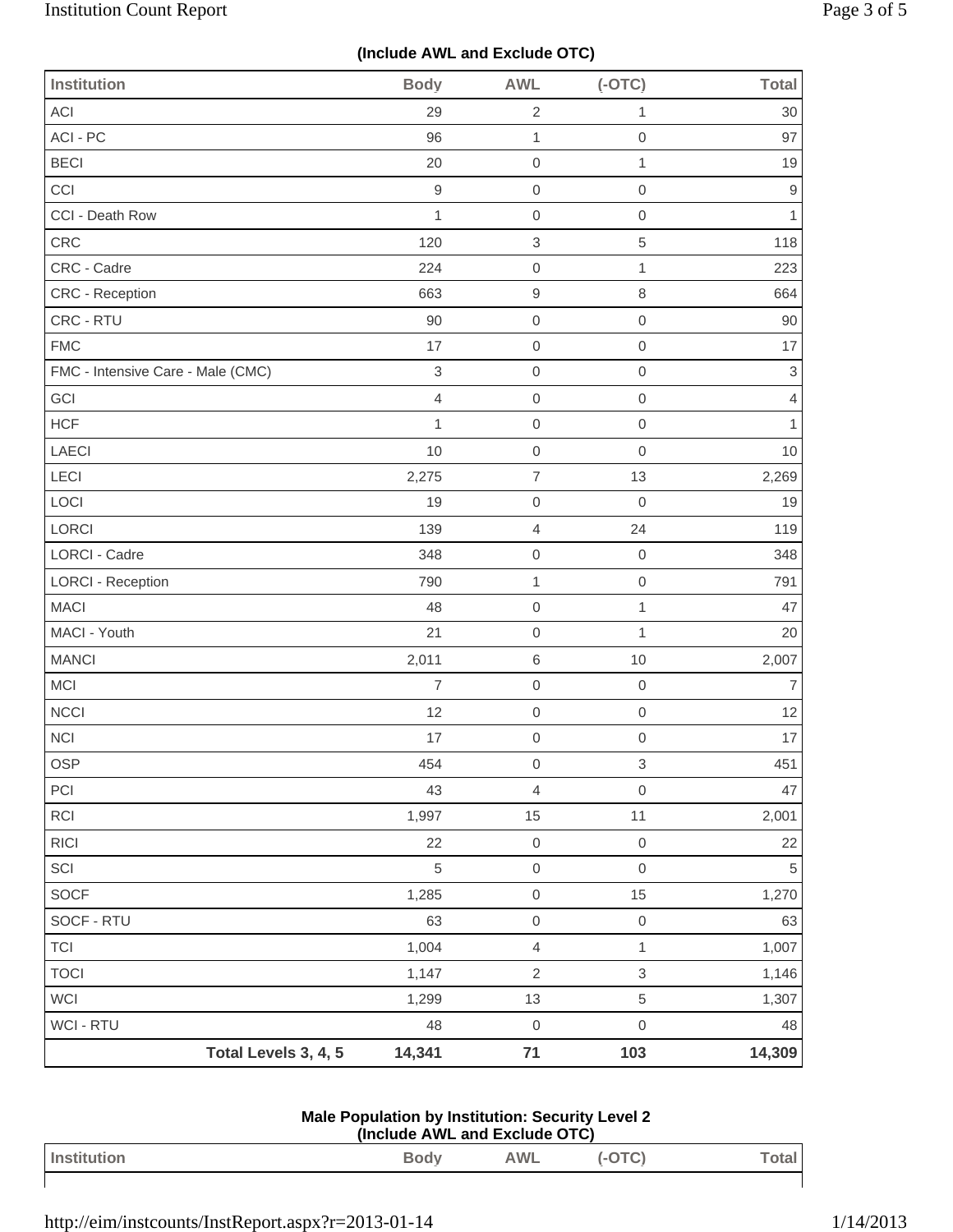**(Include AWL and Exclude OTC)**

| Institution | Body | AWL | (-OTC) | Total |
|---|---|---|---|---|
| ACI | 29 | 2 | 1 | 30 |
| ACI - PC | 96 | 1 | 0 | 97 |
| BECI | 20 | 0 | 1 | 19 |
| CCI | 9 | 0 | 0 | 9 |
| CCI - Death Row | 1 | 0 | 0 | 1 |
| CRC | 120 | 3 | 5 | 118 |
| CRC - Cadre | 224 | 0 | 1 | 223 |
| CRC - Reception | 663 | 9 | 8 | 664 |
| CRC - RTU | 90 | 0 | 0 | 90 |
| FMC | 17 | 0 | 0 | 17 |
| FMC - Intensive Care - Male (CMC) | 3 | 0 | 0 | 3 |
| GCI | 4 | 0 | 0 | 4 |
| HCF | 1 | 0 | 0 | 1 |
| LAECI | 10 | 0 | 0 | 10 |
| LECI | 2,275 | 7 | 13 | 2,269 |
| LOCI | 19 | 0 | 0 | 19 |
| LORCI | 139 | 4 | 24 | 119 |
| LORCI - Cadre | 348 | 0 | 0 | 348 |
| LORCI - Reception | 790 | 1 | 0 | 791 |
| MACI | 48 | 0 | 1 | 47 |
| MACI - Youth | 21 | 0 | 1 | 20 |
| MANCI | 2,011 | 6 | 10 | 2,007 |
| MCI | 7 | 0 | 0 | 7 |
| NCCI | 12 | 0 | 0 | 12 |
| NCI | 17 | 0 | 0 | 17 |
| OSP | 454 | 0 | 3 | 451 |
| PCI | 43 | 4 | 0 | 47 |
| RCI | 1,997 | 15 | 11 | 2,001 |
| RICI | 22 | 0 | 0 | 22 |
| SCI | 5 | 0 | 0 | 5 |
| SOCF | 1,285 | 0 | 15 | 1,270 |
| SOCF - RTU | 63 | 0 | 0 | 63 |
| TCI | 1,004 | 4 | 1 | 1,007 |
| TOCI | 1,147 | 2 | 3 | 1,146 |
| WCI | 1,299 | 13 | 5 | 1,307 |
| WCI - RTU | 48 | 0 | 0 | 48 |
| **Total Levels 3, 4, 5** | **14,341** | **71** | **103** | **14,309** |

**Male Population by Institution: Security Level 2**
**(Include AWL and Exclude OTC)**

| Institution | Body | AWL | (-OTC) | Total |
|---|---|---|---|---|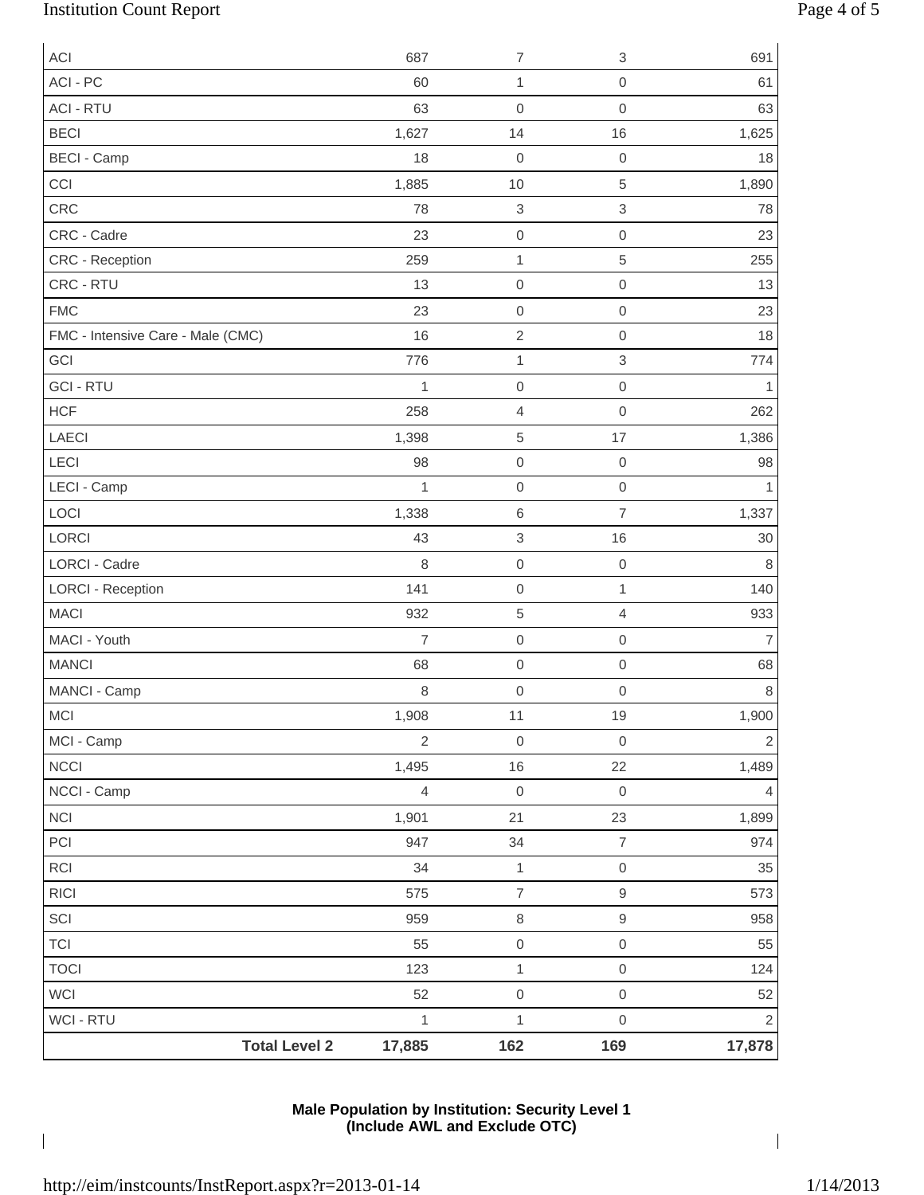| | | | | |
|---|---|---|---|---|
| ACI | 687 | 7 | 3 | 691 |
| ACI - PC | 60 | 1 | 0 | 61 |
| ACI - RTU | 63 | 0 | 0 | 63 |
| BECI | 1,627 | 14 | 16 | 1,625 |
| BECI - Camp | 18 | 0 | 0 | 18 |
| CCI | 1,885 | 10 | 5 | 1,890 |
| CRC | 78 | 3 | 3 | 78 |
| CRC - Cadre | 23 | 0 | 0 | 23 |
| CRC - Reception | 259 | 1 | 5 | 255 |
| CRC - RTU | 13 | 0 | 0 | 13 |
| FMC | 23 | 0 | 0 | 23 |
| FMC - Intensive Care - Male (CMC) | 16 | 2 | 0 | 18 |
| GCI | 776 | 1 | 3 | 774 |
| GCI - RTU | 1 | 0 | 0 | 1 |
| HCF | 258 | 4 | 0 | 262 |
| LAECI | 1,398 | 5 | 17 | 1,386 |
| LECI | 98 | 0 | 0 | 98 |
| LECI - Camp | 1 | 0 | 0 | 1 |
| LOCI | 1,338 | 6 | 7 | 1,337 |
| LORCI | 43 | 3 | 16 | 30 |
| LORCI - Cadre | 8 | 0 | 0 | 8 |
| LORCI - Reception | 141 | 0 | 1 | 140 |
| MACI | 932 | 5 | 4 | 933 |
| MACI - Youth | 7 | 0 | 0 | 7 |
| MANCI | 68 | 0 | 0 | 68 |
| MANCI - Camp | 8 | 0 | 0 | 8 |
| MCI | 1,908 | 11 | 19 | 1,900 |
| MCI - Camp | 2 | 0 | 0 | 2 |
| NCCI | 1,495 | 16 | 22 | 1,489 |
| NCCI - Camp | 4 | 0 | 0 | 4 |
| NCI | 1,901 | 21 | 23 | 1,899 |
| PCI | 947 | 34 | 7 | 974 |
| RCI | 34 | 1 | 0 | 35 |
| RICI | 575 | 7 | 9 | 573 |
| SCI | 959 | 8 | 9 | 958 |
| TCI | 55 | 0 | 0 | 55 |
| TOCI | 123 | 1 | 0 | 124 |
| WCI | 52 | 0 | 0 | 52 |
| WCI - RTU | 1 | 1 | 0 | 2 |
| **Total Level 2** | **17,885** | **162** | **169** | **17,878** |

**Male Population by Institution: Security Level 1**
**(Include AWL and Exclude OTC)**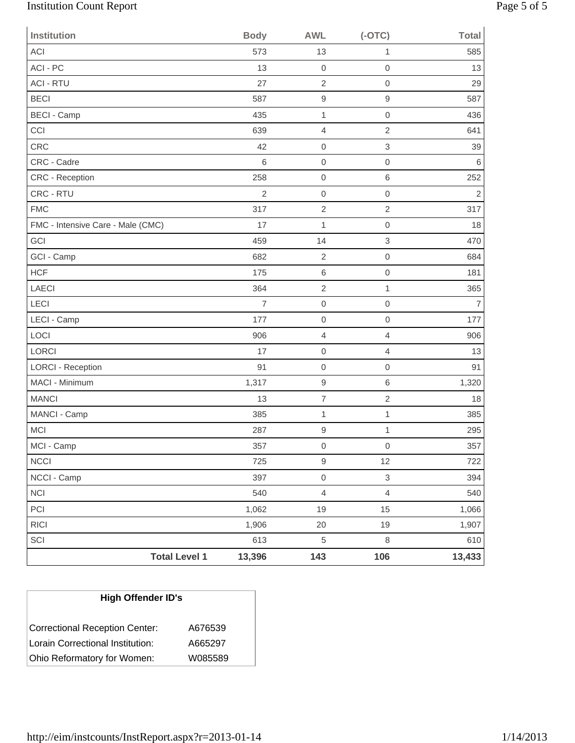| Institution | Body | AWL | (-OTC) | Total |
|---|---|---|---|---|
| ACI | 573 | 13 | 1 | 585 |
| ACI - PC | 13 | 0 | 0 | 13 |
| ACI - RTU | 27 | 2 | 0 | 29 |
| BECI | 587 | 9 | 9 | 587 |
| BECI - Camp | 435 | 1 | 0 | 436 |
| CCI | 639 | 4 | 2 | 641 |
| CRC | 42 | 0 | 3 | 39 |
| CRC - Cadre | 6 | 0 | 0 | 6 |
| CRC - Reception | 258 | 0 | 6 | 252 |
| CRC - RTU | 2 | 0 | 0 | 2 |
| FMC | 317 | 2 | 2 | 317 |
| FMC - Intensive Care - Male (CMC) | 17 | 1 | 0 | 18 |
| GCI | 459 | 14 | 3 | 470 |
| GCI - Camp | 682 | 2 | 0 | 684 |
| HCF | 175 | 6 | 0 | 181 |
| LAECI | 364 | 2 | 1 | 365 |
| LECI | 7 | 0 | 0 | 7 |
| LECI - Camp | 177 | 0 | 0 | 177 |
| LOCI | 906 | 4 | 4 | 906 |
| LORCI | 17 | 0 | 4 | 13 |
| LORCI - Reception | 91 | 0 | 0 | 91 |
| MACI - Minimum | 1,317 | 9 | 6 | 1,320 |
| MANCI | 13 | 7 | 2 | 18 |
| MANCI - Camp | 385 | 1 | 1 | 385 |
| MCI | 287 | 9 | 1 | 295 |
| MCI - Camp | 357 | 0 | 0 | 357 |
| NCCI | 725 | 9 | 12 | 722 |
| NCCI - Camp | 397 | 0 | 3 | 394 |
| NCI | 540 | 4 | 4 | 540 |
| PCI | 1,062 | 19 | 15 | 1,066 |
| RICI | 1,906 | 20 | 19 | 1,907 |
| SCI | 613 | 5 | 8 | 610 |
| **Total Level 1** | **13,396** | **143** | **106** | **13,433** |

| High Offender ID's | |
|---|---|
| Correctional Reception Center: | A676539 |
| Lorain Correctional Institution: | A665297 |
| Ohio Reformatory for Women: | W085589 |